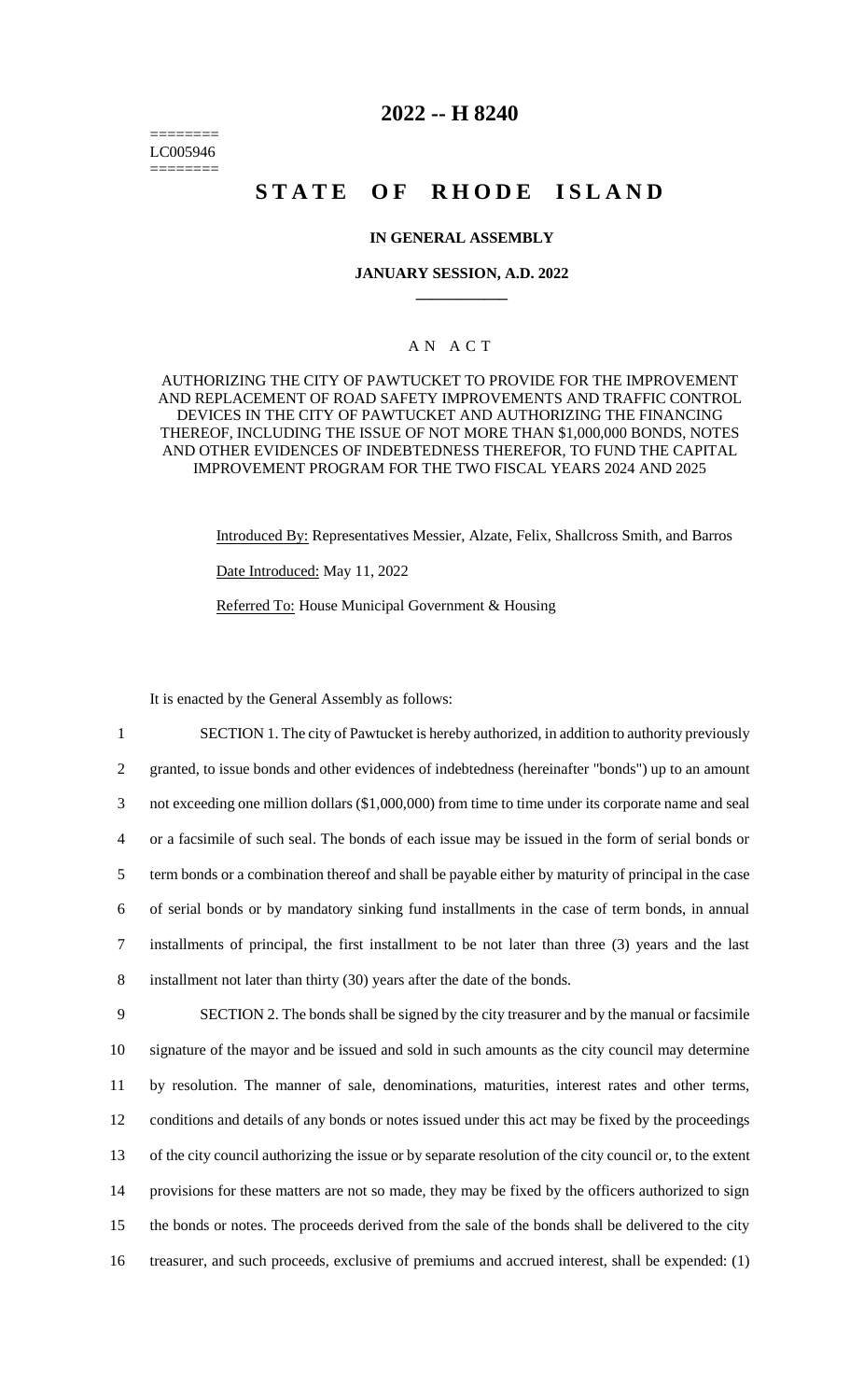========
LC005946
========

# 2022 -- H 8240

# STATE OF RHODE ISLAND

### IN GENERAL ASSEMBLY

### JANUARY SESSION, A.D. 2022

____________

### A N A C T

AUTHORIZING THE CITY OF PAWTUCKET TO PROVIDE FOR THE IMPROVEMENT AND REPLACEMENT OF ROAD SAFETY IMPROVEMENTS AND TRAFFIC CONTROL DEVICES IN THE CITY OF PAWTUCKET AND AUTHORIZING THE FINANCING THEREOF, INCLUDING THE ISSUE OF NOT MORE THAN $1,000,000 BONDS, NOTES AND OTHER EVIDENCES OF INDEBTEDNESS THEREFOR, TO FUND THE CAPITAL IMPROVEMENT PROGRAM FOR THE TWO FISCAL YEARS 2024 AND 2025

Introduced By: Representatives Messier, Alzate, Felix, Shallcross Smith, and Barros

Date Introduced: May 11, 2022

Referred To: House Municipal Government & Housing

It is enacted by the General Assembly as follows:

1 SECTION 1. The city of Pawtucket is hereby authorized, in addition to authority previously
2 granted, to issue bonds and other evidences of indebtedness (hereinafter "bonds") up to an amount
3 not exceeding one million dollars ($1,000,000) from time to time under its corporate name and seal
4 or a facsimile of such seal. The bonds of each issue may be issued in the form of serial bonds or
5 term bonds or a combination thereof and shall be payable either by maturity of principal in the case
6 of serial bonds or by mandatory sinking fund installments in the case of term bonds, in annual
7 installments of principal, the first installment to be not later than three (3) years and the last
8 installment not later than thirty (30) years after the date of the bonds.

9 SECTION 2. The bonds shall be signed by the city treasurer and by the manual or facsimile
10 signature of the mayor and be issued and sold in such amounts as the city council may determine
11 by resolution. The manner of sale, denominations, maturities, interest rates and other terms,
12 conditions and details of any bonds or notes issued under this act may be fixed by the proceedings
13 of the city council authorizing the issue or by separate resolution of the city council or, to the extent
14 provisions for these matters are not so made, they may be fixed by the officers authorized to sign
15 the bonds or notes. The proceeds derived from the sale of the bonds shall be delivered to the city
16 treasurer, and such proceeds, exclusive of premiums and accrued interest, shall be expended: (1)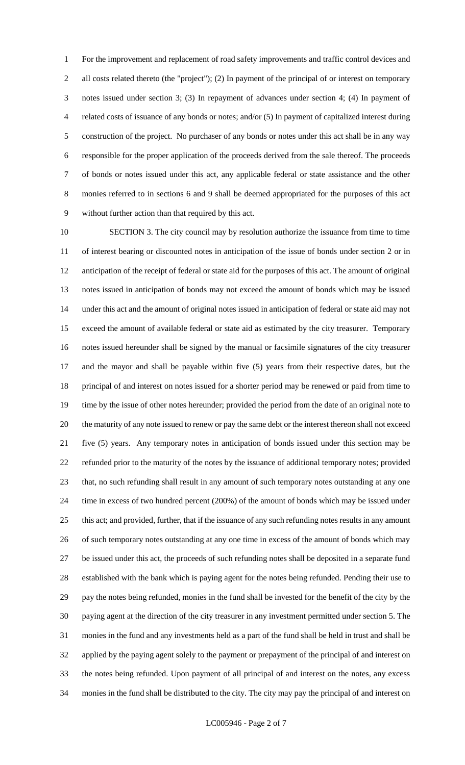For the improvement and replacement of road safety improvements and traffic control devices and all costs related thereto (the "project"); (2) In payment of the principal of or interest on temporary notes issued under section 3; (3) In repayment of advances under section 4; (4) In payment of related costs of issuance of any bonds or notes; and/or (5) In payment of capitalized interest during construction of the project. No purchaser of any bonds or notes under this act shall be in any way responsible for the proper application of the proceeds derived from the sale thereof. The proceeds of bonds or notes issued under this act, any applicable federal or state assistance and the other monies referred to in sections 6 and 9 shall be deemed appropriated for the purposes of this act without further action than that required by this act.

SECTION 3. The city council may by resolution authorize the issuance from time to time of interest bearing or discounted notes in anticipation of the issue of bonds under section 2 or in anticipation of the receipt of federal or state aid for the purposes of this act. The amount of original notes issued in anticipation of bonds may not exceed the amount of bonds which may be issued under this act and the amount of original notes issued in anticipation of federal or state aid may not exceed the amount of available federal or state aid as estimated by the city treasurer. Temporary notes issued hereunder shall be signed by the manual or facsimile signatures of the city treasurer and the mayor and shall be payable within five (5) years from their respective dates, but the principal of and interest on notes issued for a shorter period may be renewed or paid from time to time by the issue of other notes hereunder; provided the period from the date of an original note to the maturity of any note issued to renew or pay the same debt or the interest thereon shall not exceed five (5) years. Any temporary notes in anticipation of bonds issued under this section may be refunded prior to the maturity of the notes by the issuance of additional temporary notes; provided that, no such refunding shall result in any amount of such temporary notes outstanding at any one time in excess of two hundred percent (200%) of the amount of bonds which may be issued under this act; and provided, further, that if the issuance of any such refunding notes results in any amount of such temporary notes outstanding at any one time in excess of the amount of bonds which may be issued under this act, the proceeds of such refunding notes shall be deposited in a separate fund established with the bank which is paying agent for the notes being refunded. Pending their use to pay the notes being refunded, monies in the fund shall be invested for the benefit of the city by the paying agent at the direction of the city treasurer in any investment permitted under section 5. The monies in the fund and any investments held as a part of the fund shall be held in trust and shall be applied by the paying agent solely to the payment or prepayment of the principal of and interest on the notes being refunded. Upon payment of all principal of and interest on the notes, any excess monies in the fund shall be distributed to the city. The city may pay the principal of and interest on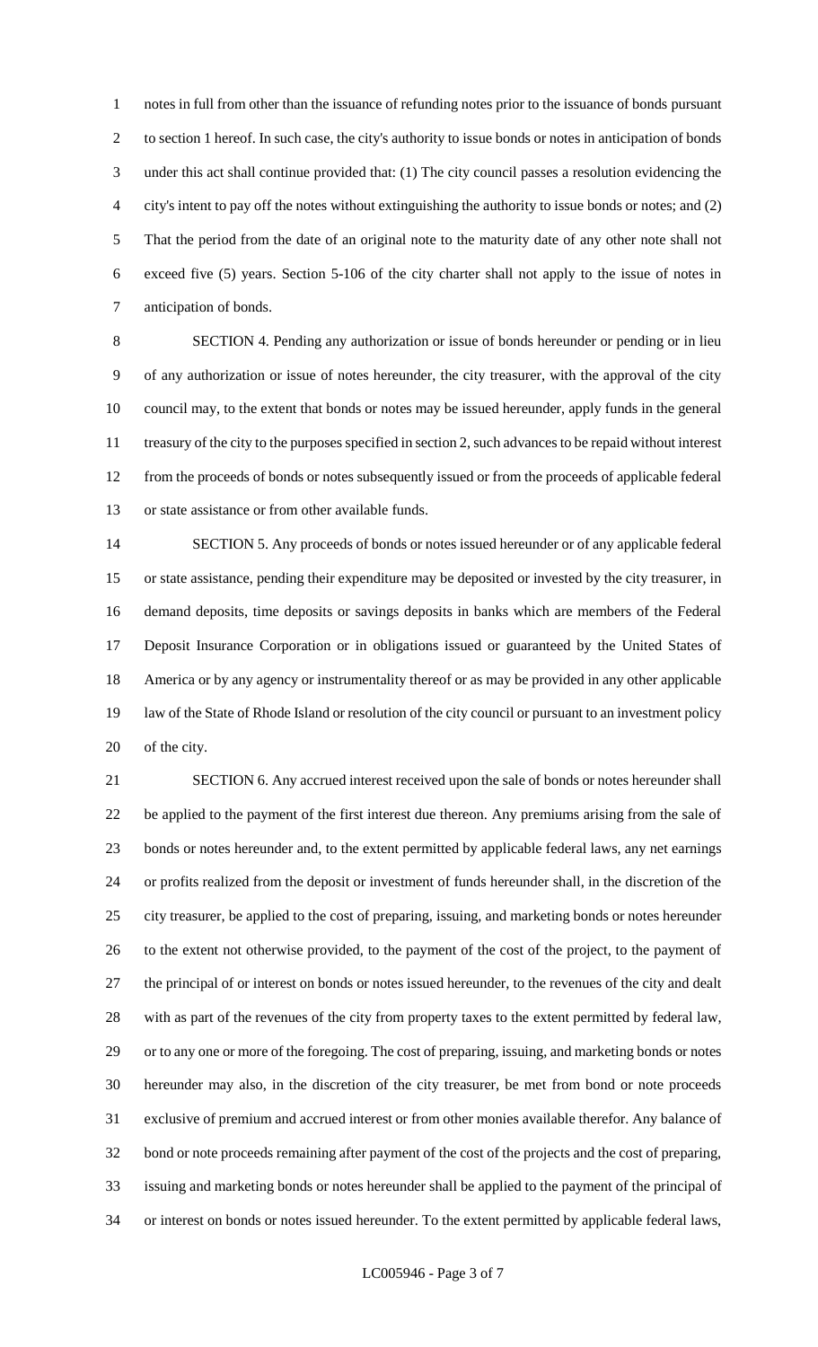notes in full from other than the issuance of refunding notes prior to the issuance of bonds pursuant to section 1 hereof. In such case, the city's authority to issue bonds or notes in anticipation of bonds under this act shall continue provided that: (1) The city council passes a resolution evidencing the city's intent to pay off the notes without extinguishing the authority to issue bonds or notes; and (2) That the period from the date of an original note to the maturity date of any other note shall not exceed five (5) years. Section 5-106 of the city charter shall not apply to the issue of notes in anticipation of bonds.

SECTION 4. Pending any authorization or issue of bonds hereunder or pending or in lieu of any authorization or issue of notes hereunder, the city treasurer, with the approval of the city council may, to the extent that bonds or notes may be issued hereunder, apply funds in the general treasury of the city to the purposes specified in section 2, such advances to be repaid without interest from the proceeds of bonds or notes subsequently issued or from the proceeds of applicable federal or state assistance or from other available funds.

SECTION 5. Any proceeds of bonds or notes issued hereunder or of any applicable federal or state assistance, pending their expenditure may be deposited or invested by the city treasurer, in demand deposits, time deposits or savings deposits in banks which are members of the Federal Deposit Insurance Corporation or in obligations issued or guaranteed by the United States of America or by any agency or instrumentality thereof or as may be provided in any other applicable law of the State of Rhode Island or resolution of the city council or pursuant to an investment policy of the city.

SECTION 6. Any accrued interest received upon the sale of bonds or notes hereunder shall be applied to the payment of the first interest due thereon. Any premiums arising from the sale of bonds or notes hereunder and, to the extent permitted by applicable federal laws, any net earnings or profits realized from the deposit or investment of funds hereunder shall, in the discretion of the city treasurer, be applied to the cost of preparing, issuing, and marketing bonds or notes hereunder to the extent not otherwise provided, to the payment of the cost of the project, to the payment of the principal of or interest on bonds or notes issued hereunder, to the revenues of the city and dealt with as part of the revenues of the city from property taxes to the extent permitted by federal law, or to any one or more of the foregoing. The cost of preparing, issuing, and marketing bonds or notes hereunder may also, in the discretion of the city treasurer, be met from bond or note proceeds exclusive of premium and accrued interest or from other monies available therefor. Any balance of bond or note proceeds remaining after payment of the cost of the projects and the cost of preparing, issuing and marketing bonds or notes hereunder shall be applied to the payment of the principal of or interest on bonds or notes issued hereunder. To the extent permitted by applicable federal laws,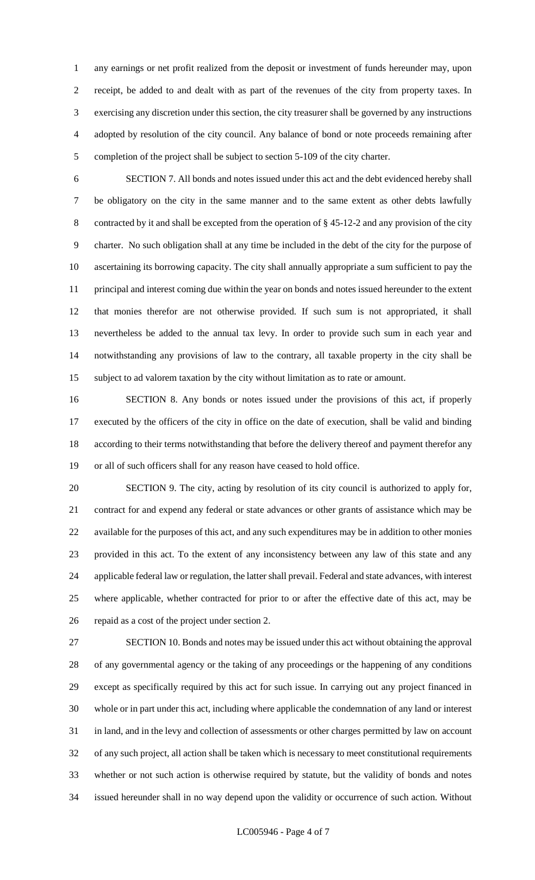any earnings or net profit realized from the deposit or investment of funds hereunder may, upon receipt, be added to and dealt with as part of the revenues of the city from property taxes. In exercising any discretion under this section, the city treasurer shall be governed by any instructions adopted by resolution of the city council. Any balance of bond or note proceeds remaining after completion of the project shall be subject to section 5-109 of the city charter.

SECTION 7. All bonds and notes issued under this act and the debt evidenced hereby shall be obligatory on the city in the same manner and to the same extent as other debts lawfully contracted by it and shall be excepted from the operation of § 45-12-2 and any provision of the city charter. No such obligation shall at any time be included in the debt of the city for the purpose of ascertaining its borrowing capacity. The city shall annually appropriate a sum sufficient to pay the principal and interest coming due within the year on bonds and notes issued hereunder to the extent that monies therefor are not otherwise provided. If such sum is not appropriated, it shall nevertheless be added to the annual tax levy. In order to provide such sum in each year and notwithstanding any provisions of law to the contrary, all taxable property in the city shall be subject to ad valorem taxation by the city without limitation as to rate or amount.

SECTION 8. Any bonds or notes issued under the provisions of this act, if properly executed by the officers of the city in office on the date of execution, shall be valid and binding according to their terms notwithstanding that before the delivery thereof and payment therefor any or all of such officers shall for any reason have ceased to hold office.

SECTION 9. The city, acting by resolution of its city council is authorized to apply for, contract for and expend any federal or state advances or other grants of assistance which may be available for the purposes of this act, and any such expenditures may be in addition to other monies provided in this act. To the extent of any inconsistency between any law of this state and any applicable federal law or regulation, the latter shall prevail. Federal and state advances, with interest where applicable, whether contracted for prior to or after the effective date of this act, may be repaid as a cost of the project under section 2.

SECTION 10. Bonds and notes may be issued under this act without obtaining the approval of any governmental agency or the taking of any proceedings or the happening of any conditions except as specifically required by this act for such issue. In carrying out any project financed in whole or in part under this act, including where applicable the condemnation of any land or interest in land, and in the levy and collection of assessments or other charges permitted by law on account of any such project, all action shall be taken which is necessary to meet constitutional requirements whether or not such action is otherwise required by statute, but the validity of bonds and notes issued hereunder shall in no way depend upon the validity or occurrence of such action. Without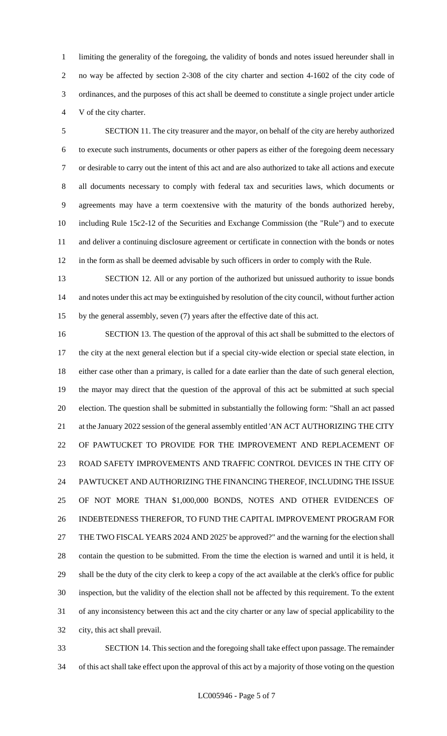limiting the generality of the foregoing, the validity of bonds and notes issued hereunder shall in no way be affected by section 2-308 of the city charter and section 4-1602 of the city code of ordinances, and the purposes of this act shall be deemed to constitute a single project under article V of the city charter.

SECTION 11. The city treasurer and the mayor, on behalf of the city are hereby authorized to execute such instruments, documents or other papers as either of the foregoing deem necessary or desirable to carry out the intent of this act and are also authorized to take all actions and execute all documents necessary to comply with federal tax and securities laws, which documents or agreements may have a term coextensive with the maturity of the bonds authorized hereby, including Rule 15c2-12 of the Securities and Exchange Commission (the "Rule") and to execute and deliver a continuing disclosure agreement or certificate in connection with the bonds or notes in the form as shall be deemed advisable by such officers in order to comply with the Rule.

SECTION 12. All or any portion of the authorized but unissued authority to issue bonds and notes under this act may be extinguished by resolution of the city council, without further action by the general assembly, seven (7) years after the effective date of this act.

SECTION 13. The question of the approval of this act shall be submitted to the electors of the city at the next general election but if a special city-wide election or special state election, in either case other than a primary, is called for a date earlier than the date of such general election, the mayor may direct that the question of the approval of this act be submitted at such special election. The question shall be submitted in substantially the following form: "Shall an act passed at the January 2022 session of the general assembly entitled 'AN ACT AUTHORIZING THE CITY OF PAWTUCKET TO PROVIDE FOR THE IMPROVEMENT AND REPLACEMENT OF ROAD SAFETY IMPROVEMENTS AND TRAFFIC CONTROL DEVICES IN THE CITY OF PAWTUCKET AND AUTHORIZING THE FINANCING THEREOF, INCLUDING THE ISSUE OF NOT MORE THAN $1,000,000 BONDS, NOTES AND OTHER EVIDENCES OF INDEBTEDNESS THEREFOR, TO FUND THE CAPITAL IMPROVEMENT PROGRAM FOR THE TWO FISCAL YEARS 2024 AND 2025' be approved?" and the warning for the election shall contain the question to be submitted. From the time the election is warned and until it is held, it shall be the duty of the city clerk to keep a copy of the act available at the clerk's office for public inspection, but the validity of the election shall not be affected by this requirement. To the extent of any inconsistency between this act and the city charter or any law of special applicability to the city, this act shall prevail.

SECTION 14. This section and the foregoing shall take effect upon passage. The remainder of this act shall take effect upon the approval of this act by a majority of those voting on the question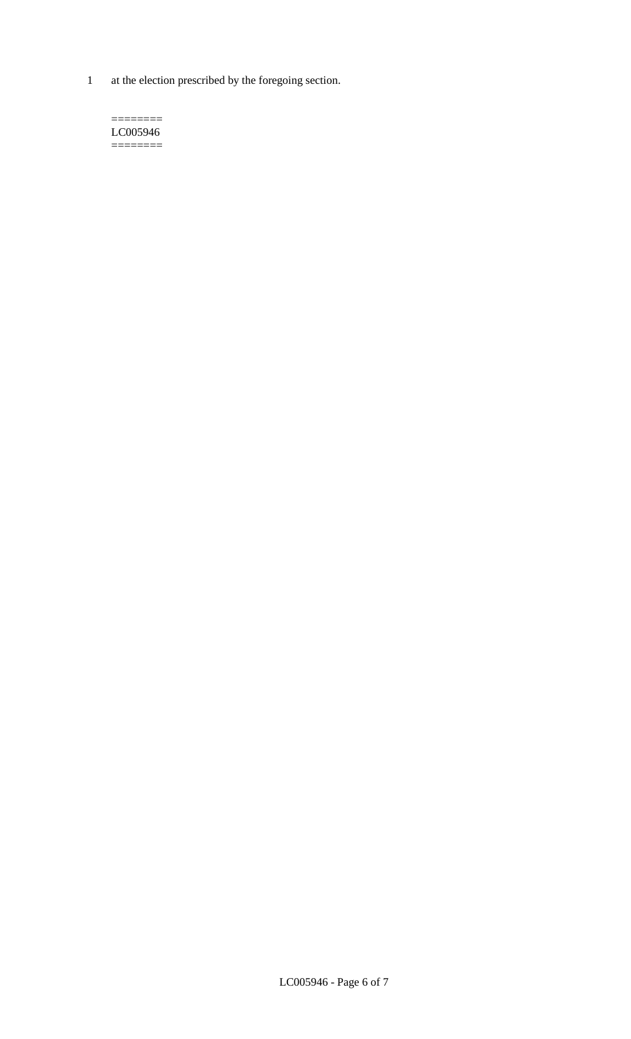1 at the election prescribed by the foregoing section.

========
LC005946
========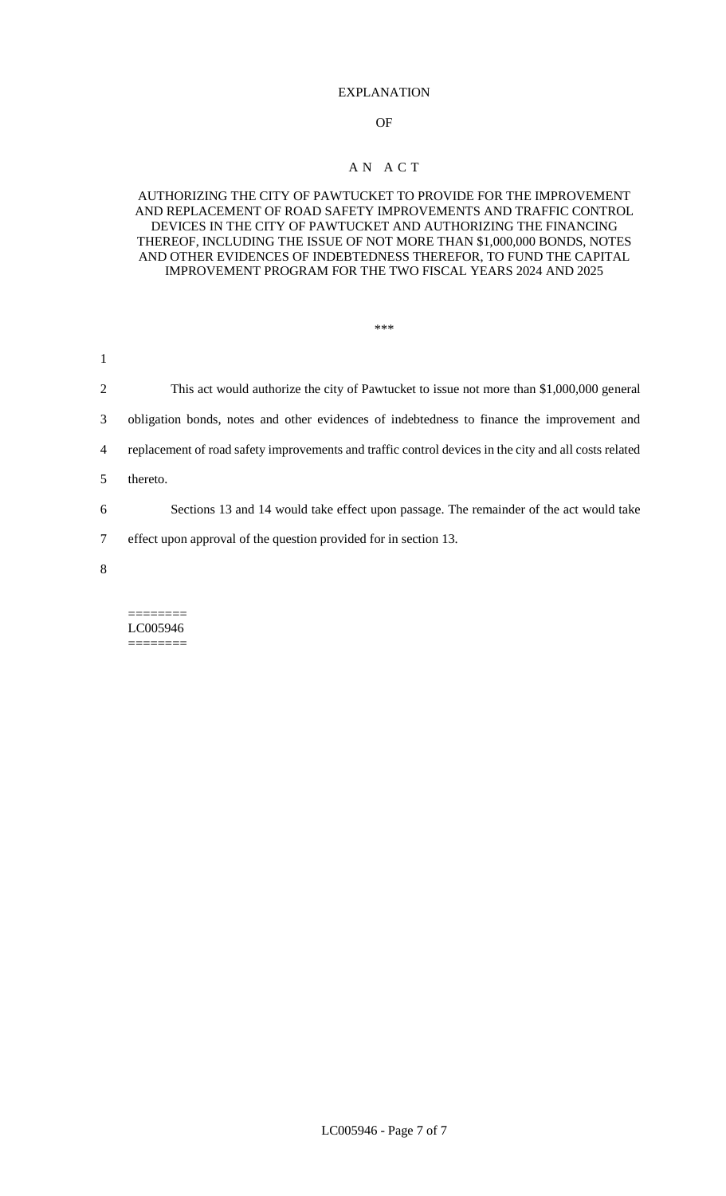EXPLANATION

OF

A N A C T

AUTHORIZING THE CITY OF PAWTUCKET TO PROVIDE FOR THE IMPROVEMENT AND REPLACEMENT OF ROAD SAFETY IMPROVEMENTS AND TRAFFIC CONTROL DEVICES IN THE CITY OF PAWTUCKET AND AUTHORIZING THE FINANCING THEREOF, INCLUDING THE ISSUE OF NOT MORE THAN $1,000,000 BONDS, NOTES AND OTHER EVIDENCES OF INDEBTEDNESS THEREFOR, TO FUND THE CAPITAL IMPROVEMENT PROGRAM FOR THE TWO FISCAL YEARS 2024 AND 2025

***

This act would authorize the city of Pawtucket to issue not more than $1,000,000 general obligation bonds, notes and other evidences of indebtedness to finance the improvement and replacement of road safety improvements and traffic control devices in the city and all costs related thereto.

Sections 13 and 14 would take effect upon passage. The remainder of the act would take effect upon approval of the question provided for in section 13.

========
LC005946
========